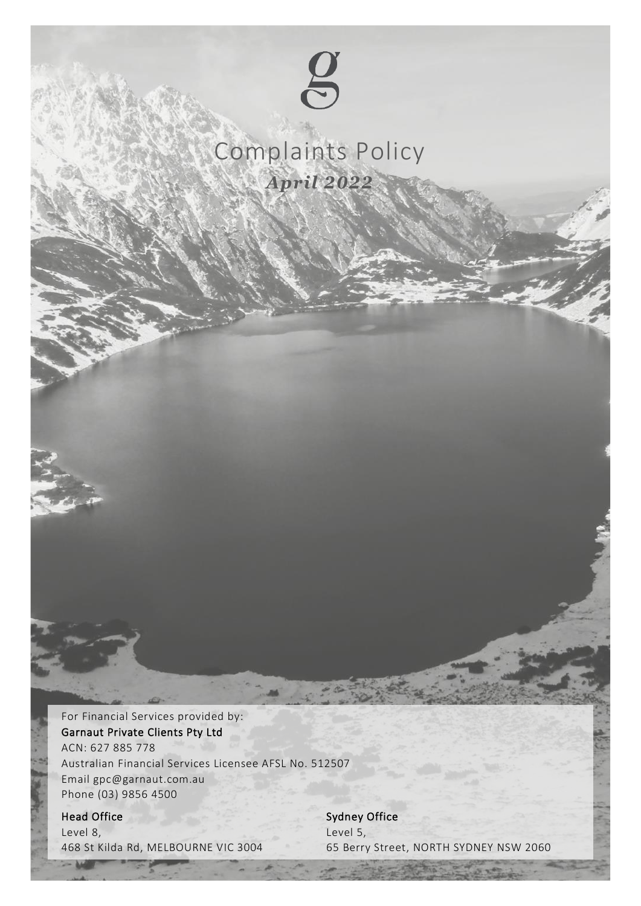# Complaints Policy

***April 2022***

For Financial Services provided by:

**Garnaut Private Clients Pty Ltd**

ACN: 627 885 778

Australian Financial Services Licensee AFSL No. 512507

Email gpc@garnaut.com.au

Phone (03) 9856 4500

**Head Office**

Level 8,

468 St Kilda Rd, MELBOURNE VIC 3004

**Sydney Office**

Level 5,

65 Berry Street, NORTH SYDNEY NSW 2060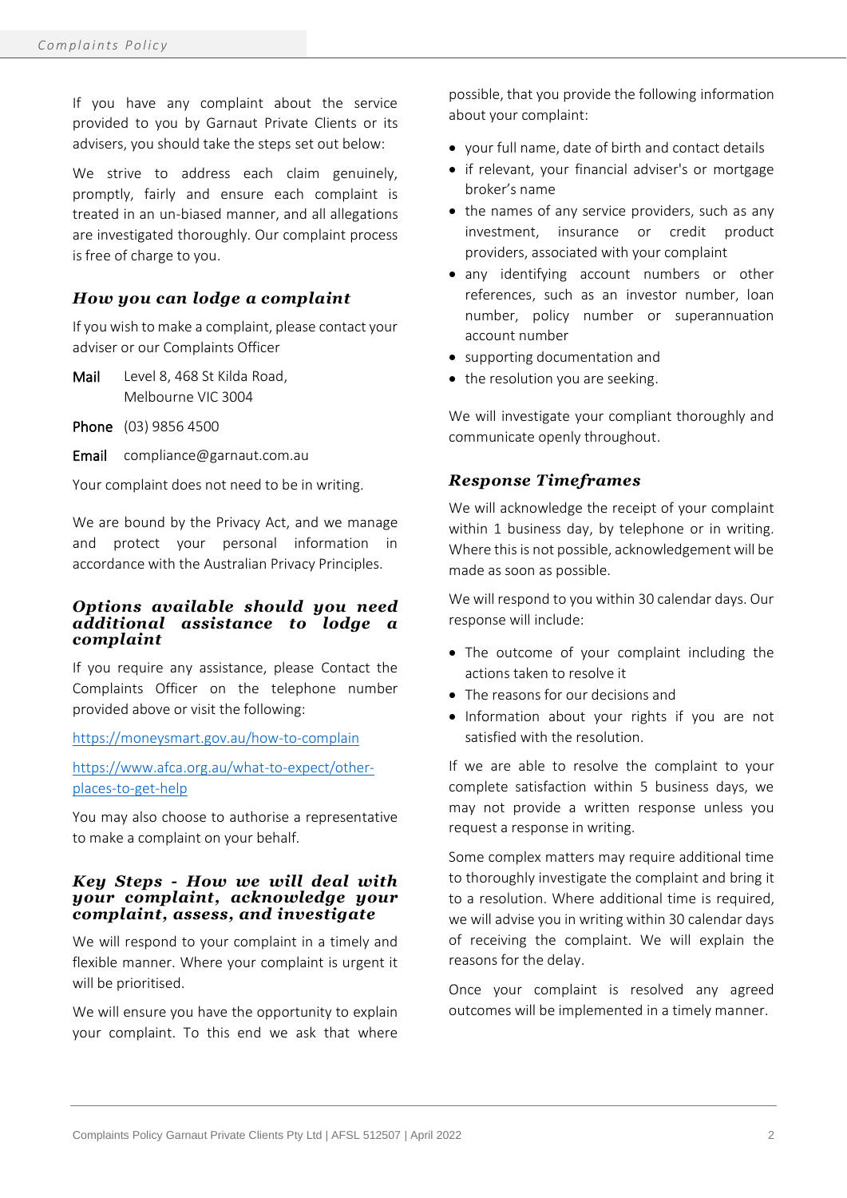If you have any complaint about the service provided to you by Garnaut Private Clients or its advisers, you should take the steps set out below:

We strive to address each claim genuinely, promptly, fairly and ensure each complaint is treated in an un-biased manner, and all allegations are investigated thoroughly. Our complaint process is free of charge to you.

### How you can lodge a complaint

If you wish to make a complaint, please contact your adviser or our Complaints Officer

**Mail** Level 8, 468 St Kilda Road, Melbourne VIC 3004

**Phone** (03) 9856 4500

**Email** compliance@garnaut.com.au

Your complaint does not need to be in writing.

We are bound by the Privacy Act, and we manage and protect your personal information in accordance with the Australian Privacy Principles.

### Options available should you need additional assistance to lodge a complaint

If you require any assistance, please Contact the Complaints Officer on the telephone number provided above or visit the following:

https://moneysmart.gov.au/how-to-complain

https://www.afca.org.au/what-to-expect/other-places-to-get-help

You may also choose to authorise a representative to make a complaint on your behalf.

### Key Steps - How we will deal with your complaint, acknowledge your complaint, assess, and investigate

We will respond to your complaint in a timely and flexible manner. Where your complaint is urgent it will be prioritised.

We will ensure you have the opportunity to explain your complaint. To this end we ask that where possible, that you provide the following information about your complaint:

- your full name, date of birth and contact details
- if relevant, your financial adviser's or mortgage broker's name
- the names of any service providers, such as any investment, insurance or credit product providers, associated with your complaint
- any identifying account numbers or other references, such as an investor number, loan number, policy number or superannuation account number
- supporting documentation and
- the resolution you are seeking.

We will investigate your compliant thoroughly and communicate openly throughout.

### Response Timeframes

We will acknowledge the receipt of your complaint within 1 business day, by telephone or in writing. Where this is not possible, acknowledgement will be made as soon as possible.

We will respond to you within 30 calendar days. Our response will include:

- The outcome of your complaint including the actions taken to resolve it
- The reasons for our decisions and
- Information about your rights if you are not satisfied with the resolution.

If we are able to resolve the complaint to your complete satisfaction within 5 business days, we may not provide a written response unless you request a response in writing.

Some complex matters may require additional time to thoroughly investigate the complaint and bring it to a resolution. Where additional time is required, we will advise you in writing within 30 calendar days of receiving the complaint. We will explain the reasons for the delay.

Once your complaint is resolved any agreed outcomes will be implemented in a timely manner.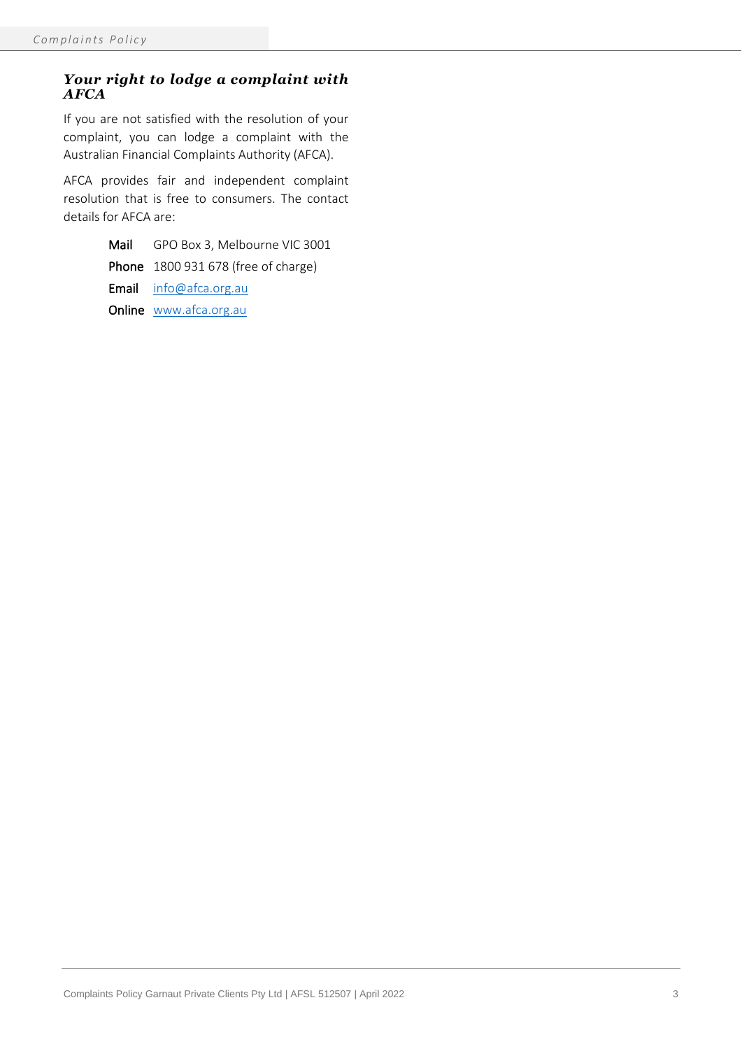### *Your right to lodge a complaint with AFCA*

If you are not satisfied with the resolution of your complaint, you can lodge a complaint with the Australian Financial Complaints Authority (AFCA).

AFCA provides fair and independent complaint resolution that is free to consumers. The contact details for AFCA are:

**Mail** GPO Box 3, Melbourne VIC 3001

**Phone** 1800 931 678 (free of charge)

**Email** info@afca.org.au

**Online** www.afca.org.au